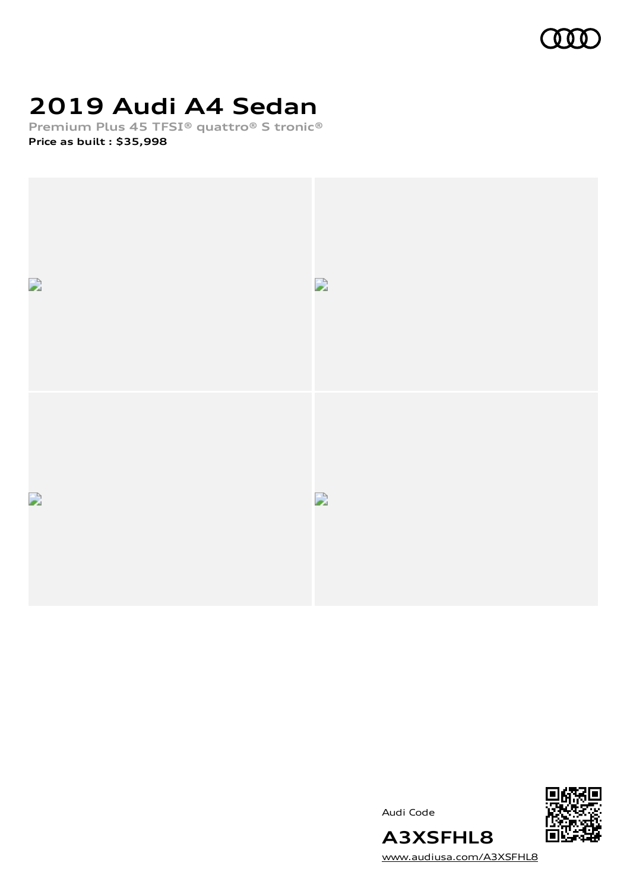# 2019 Audi A4 Sedan

**Premium Plus 45 TFSI® quattro® S tronic®**

**Price as built : $35,998**

Audi Code

**A3XSFHL8**

www.audiusa.com/A3XSFHL8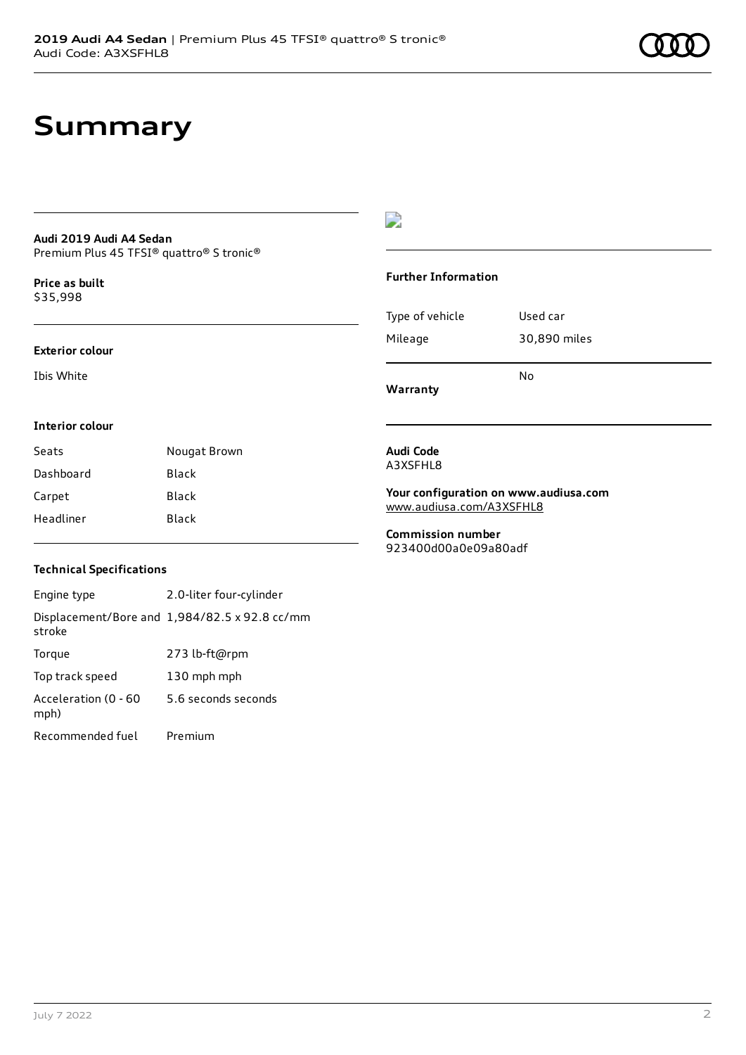# Summary

**Audi 2019 Audi A4 Sedan**
Premium Plus 45 TFSI® quattro® S tronic®

**Price as built**
$35,998

### Exterior colour

Ibis White

### Interior colour

| | |
|---|---|
| Seats | Nougat Brown |
| Dashboard | Black |
| Carpet | Black |
| Headliner | Black |

### Technical Specifications

| | |
|---|---|
| Engine type | 2.0-liter four-cylinder |
| Displacement/Bore and stroke | 1,984/82.5 x 92.8 cc/mm |
| Torque | 273 lb-ft@rpm |
| Top track speed | 130 mph mph |
| Acceleration (0 - 60 mph) | 5.6 seconds seconds |
| Recommended fuel | Premium |

### Further Information

| | |
|---|---|
| Type of vehicle | Used car |
| Mileage | 30,890 miles |
| **Warranty** | No |

**Audi Code**
A3XSFHL8

**Your configuration on www.audiusa.com**
www.audiusa.com/A3XSFHL8

**Commission number**
923400d00a0e09a80adf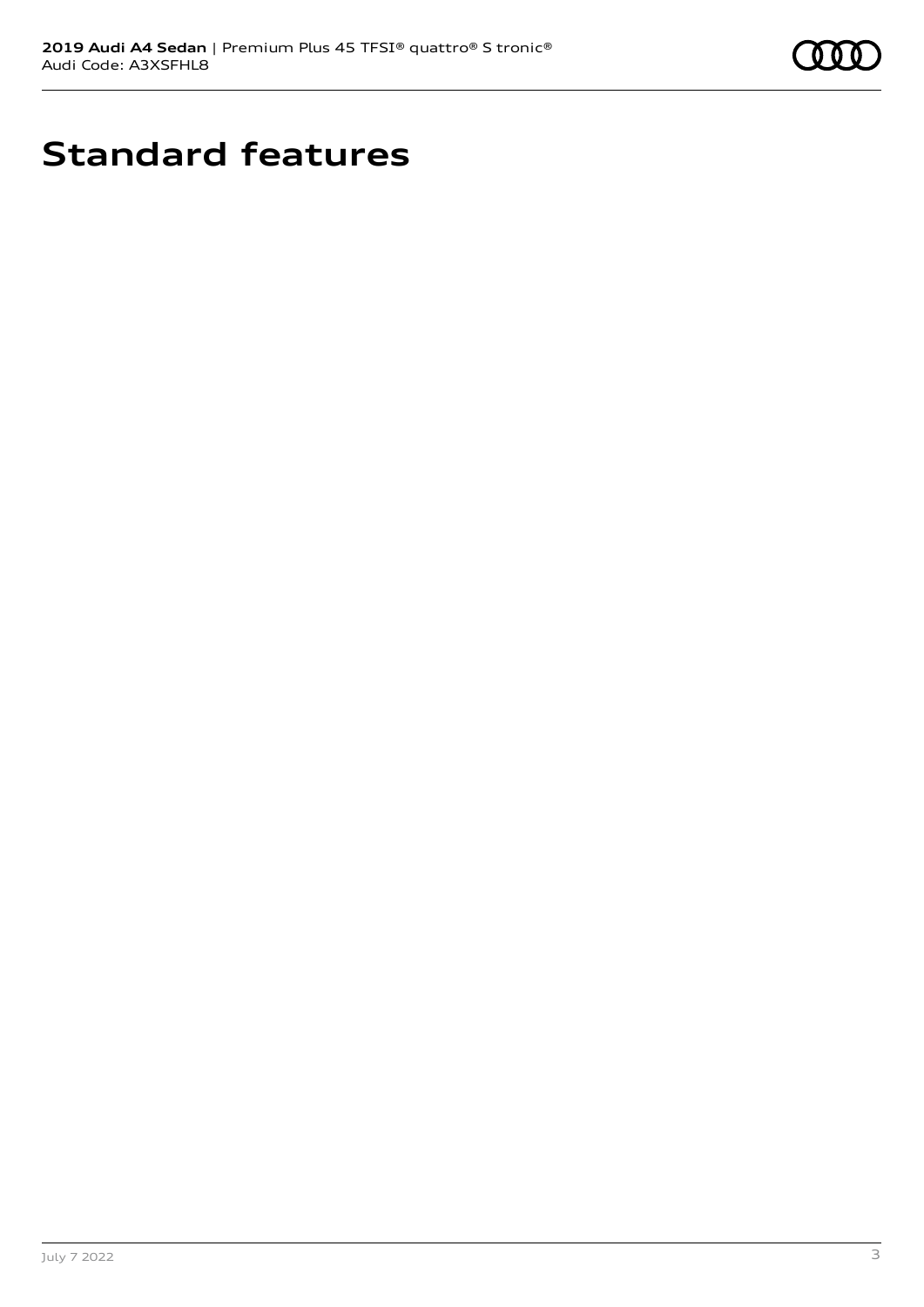# Standard features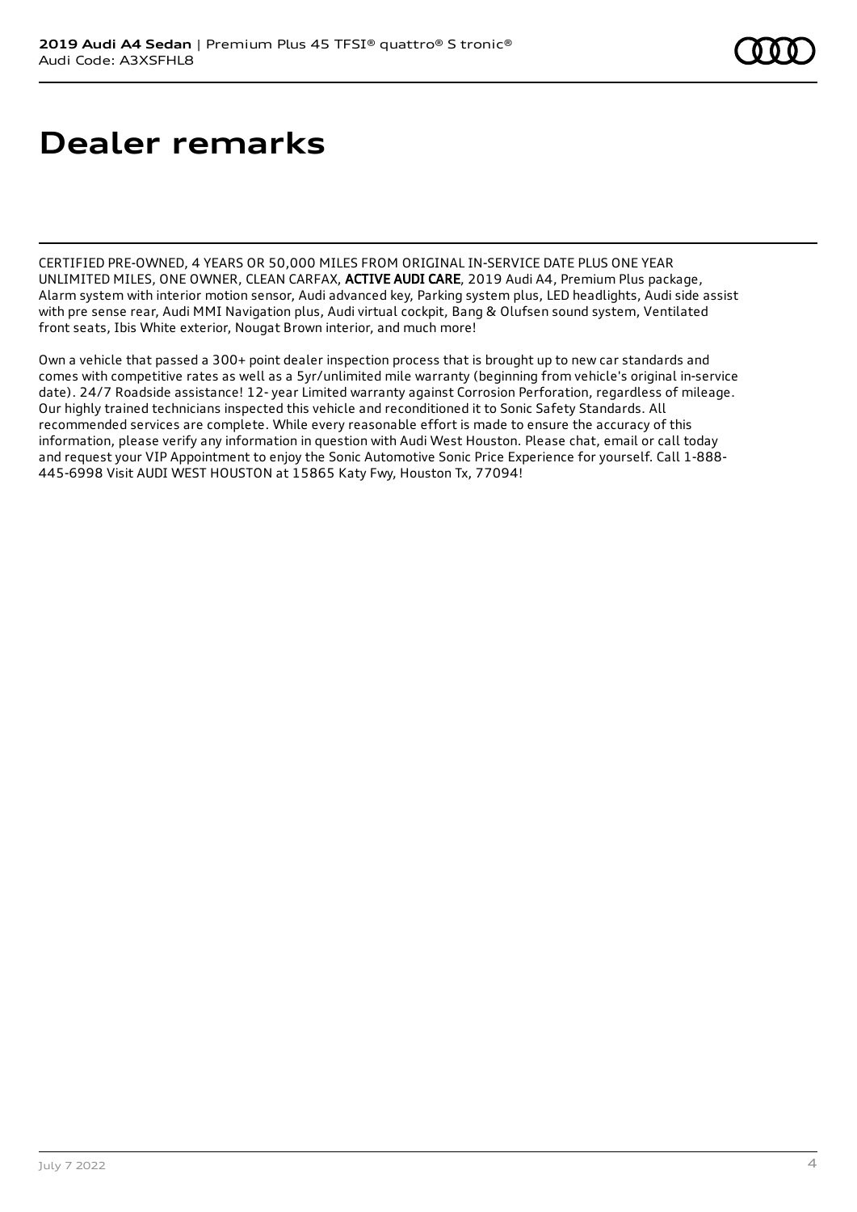# Dealer remarks

CERTIFIED PRE-OWNED, 4 YEARS OR 50,000 MILES FROM ORIGINAL IN-SERVICE DATE PLUS ONE YEAR UNLIMITED MILES, ONE OWNER, CLEAN CARFAX, ACTIVE AUDI CARE, 2019 Audi A4, Premium Plus package, Alarm system with interior motion sensor, Audi advanced key, Parking system plus, LED headlights, Audi side assist with pre sense rear, Audi MMI Navigation plus, Audi virtual cockpit, Bang & Olufsen sound system, Ventilated front seats, Ibis White exterior, Nougat Brown interior, and much more!

Own a vehicle that passed a 300+ point dealer inspection process that is brought up to new car standards and comes with competitive rates as well as a 5yr/unlimited mile warranty (beginning from vehicle's original in-service date). 24/7 Roadside assistance! 12- year Limited warranty against Corrosion Perforation, regardless of mileage. Our highly trained technicians inspected this vehicle and reconditioned it to Sonic Safety Standards. All recommended services are complete. While every reasonable effort is made to ensure the accuracy of this information, please verify any information in question with Audi West Houston. Please chat, email or call today and request your VIP Appointment to enjoy the Sonic Automotive Sonic Price Experience for yourself. Call 1-888-445-6998 Visit AUDI WEST HOUSTON at 15865 Katy Fwy, Houston Tx, 77094!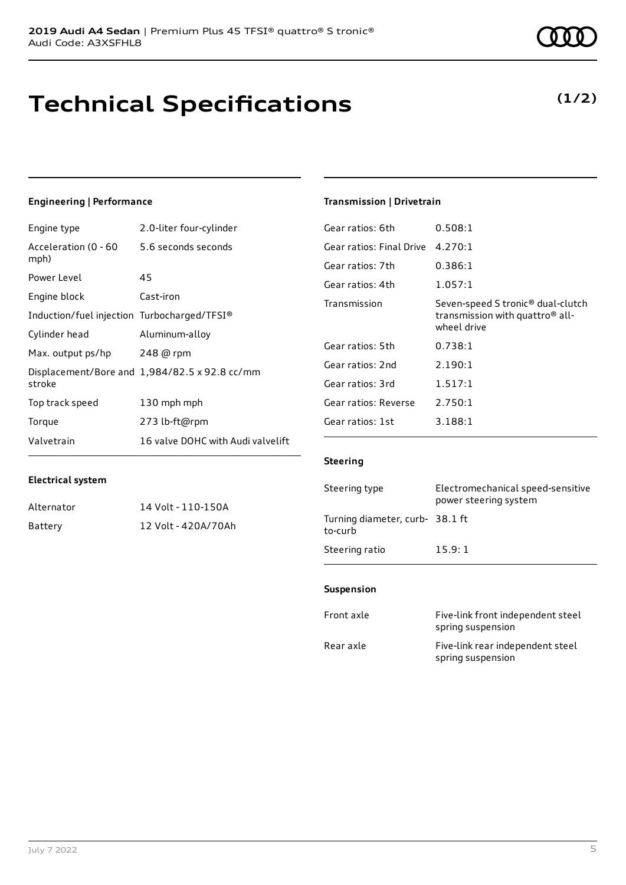**2019 Audi A4 Sedan** | Premium Plus 45 TFSI® quattro® S tronic®
Audi Code: A3XSFHL8

# Technical Specifications

**(1/2)**

### Engineering | Performance

| | |
|---|---|
| Engine type | 2.0-liter four-cylinder |
| Acceleration (0 - 60 mph) | 5.6 seconds seconds |
| Power Level | 45 |
| Engine block | Cast-iron |
| Induction/fuel injection | Turbocharged/TFSI® |
| Cylinder head | Aluminum-alloy |
| Max. output ps/hp | 248 @ rpm |
| Displacement/Bore and stroke | 1,984/82.5 x 92.8 cc/mm |
| Top track speed | 130 mph mph |
| Torque | 273 lb-ft@rpm |
| Valvetrain | 16 valve DOHC with Audi valvelift |

### Electrical system

| | |
|---|---|
| Alternator | 14 Volt - 110-150A |
| Battery | 12 Volt - 420A/70Ah |

### Transmission | Drivetrain

| | |
|---|---|
| Gear ratios: 6th | 0.508:1 |
| Gear ratios: Final Drive | 4.270:1 |
| Gear ratios: 7th | 0.386:1 |
| Gear ratios: 4th | 1.057:1 |
| Transmission | Seven-speed S tronic® dual-clutch transmission with quattro® all-wheel drive |
| Gear ratios: 5th | 0.738:1 |
| Gear ratios: 2nd | 2.190:1 |
| Gear ratios: 3rd | 1.517:1 |
| Gear ratios: Reverse | 2.750:1 |
| Gear ratios: 1st | 3.188:1 |

### Steering

| | |
|---|---|
| Steering type | Electromechanical speed-sensitive power steering system |
| Turning diameter, curb-to-curb | 38.1 ft |
| Steering ratio | 15.9: 1 |

### Suspension

| | |
|---|---|
| Front axle | Five-link front independent steel spring suspension |
| Rear axle | Five-link rear independent steel spring suspension |

July 7 2022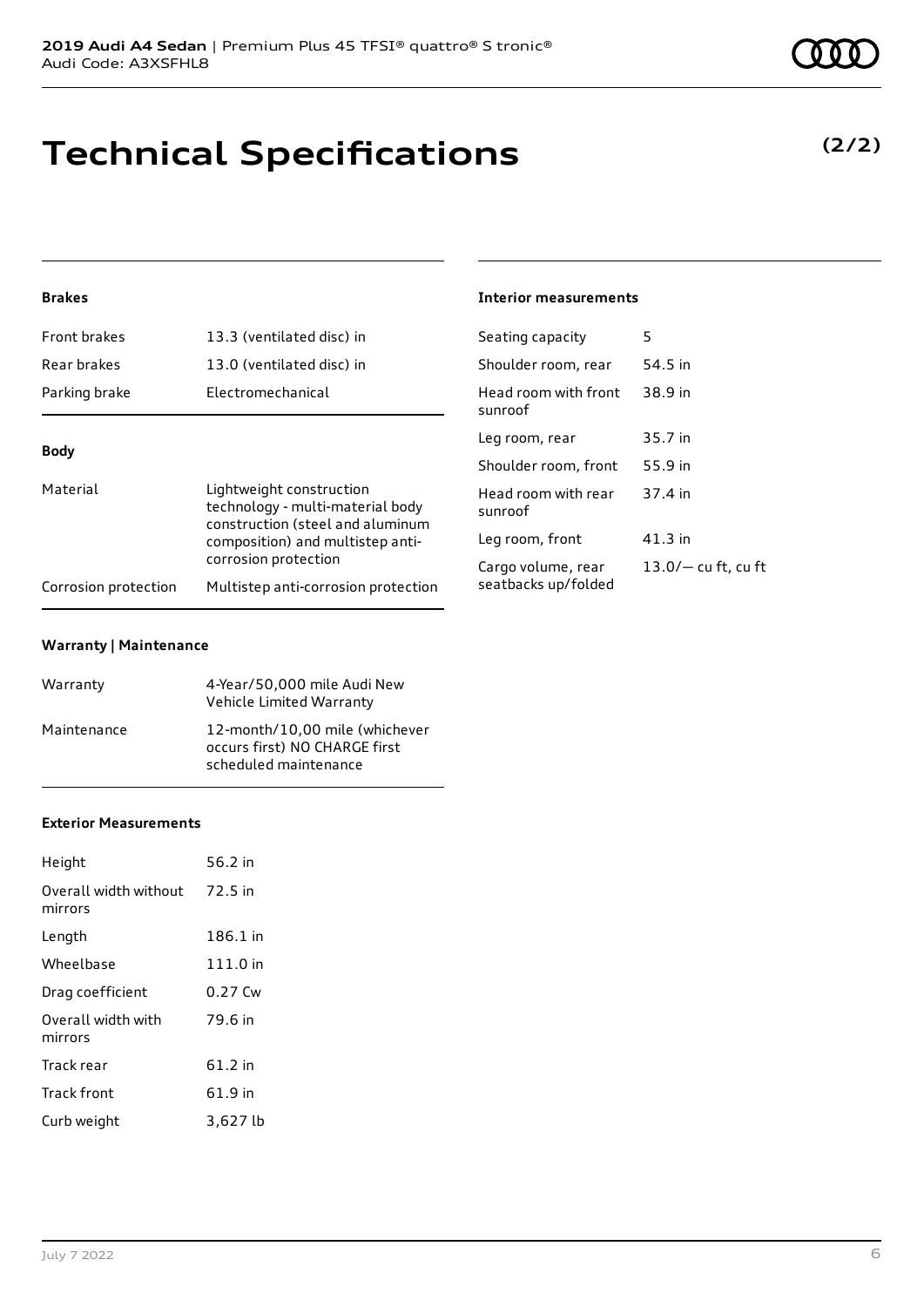# Technical Specifications

**(2/2)**

### Brakes

| | |
|---|---|
| Front brakes | 13.3 (ventilated disc) in |
| Rear brakes | 13.0 (ventilated disc) in |
| Parking brake | Electromechanical |

### Body

| | |
|---|---|
| Material | Lightweight construction technology - multi-material body construction (steel and aluminum composition) and multistep anti-corrosion protection |
| Corrosion protection | Multistep anti-corrosion protection |

### Warranty | Maintenance

| | |
|---|---|
| Warranty | 4-Year/50,000 mile Audi New Vehicle Limited Warranty |
| Maintenance | 12-month/10,00 mile (whichever occurs first) NO CHARGE first scheduled maintenance |

### Exterior Measurements

| | |
|---|---|
| Height | 56.2 in |
| Overall width without mirrors | 72.5 in |
| Length | 186.1 in |
| Wheelbase | 111.0 in |
| Drag coefficient | 0.27 Cw |
| Overall width with mirrors | 79.6 in |
| Track rear | 61.2 in |
| Track front | 61.9 in |
| Curb weight | 3,627 lb |

### Interior measurements

| | |
|---|---|
| Seating capacity | 5 |
| Shoulder room, rear | 54.5 in |
| Head room with front sunroof | 38.9 in |
| Leg room, rear | 35.7 in |
| Shoulder room, front | 55.9 in |
| Head room with rear sunroof | 37.4 in |
| Leg room, front | 41.3 in |
| Cargo volume, rear seatbacks up/folded | 13.0/— cu ft, cu ft |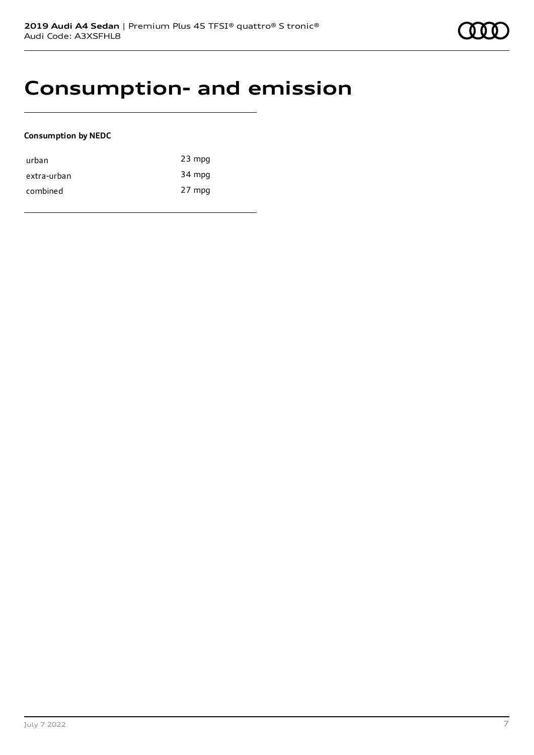# Consumption- and emission

**Consumption by NEDC**

| | |
|---|---|
| urban | 23 mpg |
| extra-urban | 34 mpg |
| combined | 27 mpg |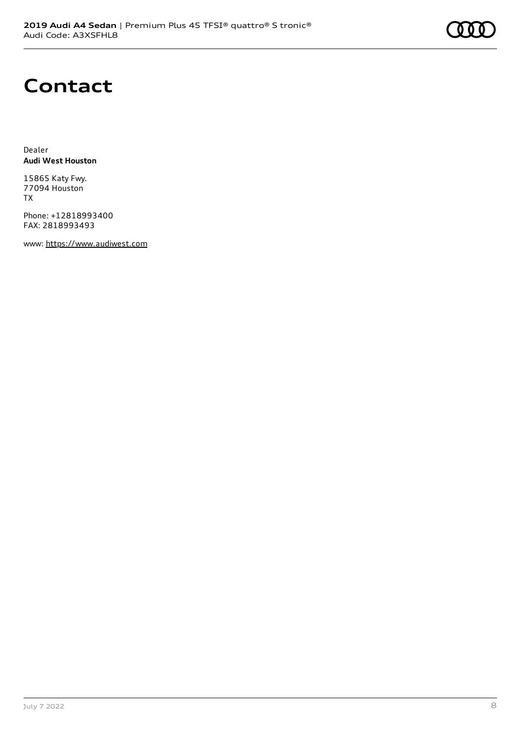# Contact

Dealer
**Audi West Houston**

15865 Katy Fwy.
77094 Houston
TX

Phone: +12818993400
FAX: 2818993493

www: https://www.audiwest.com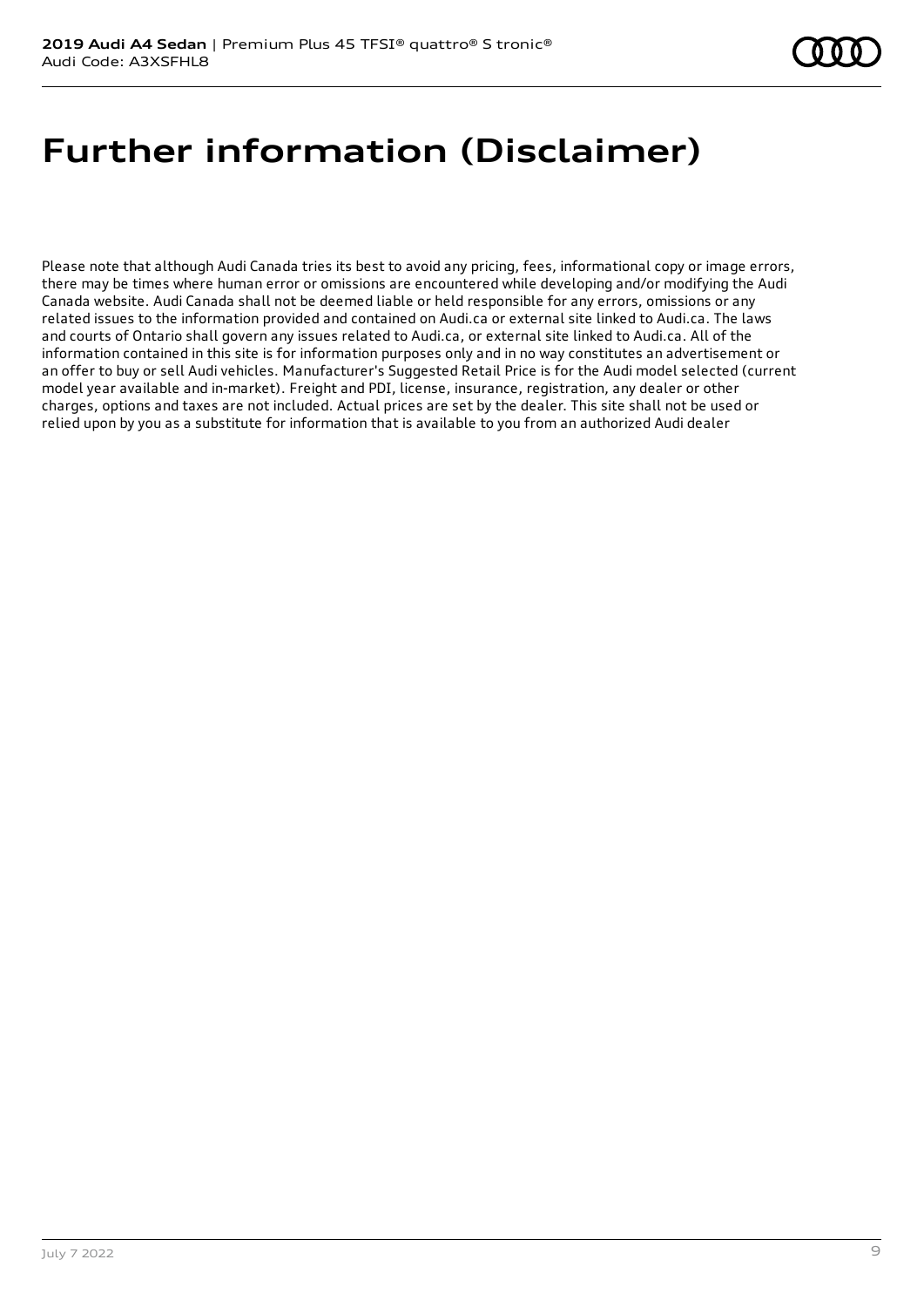# Further information (Disclaimer)

Please note that although Audi Canada tries its best to avoid any pricing, fees, informational copy or image errors, there may be times where human error or omissions are encountered while developing and/or modifying the Audi Canada website. Audi Canada shall not be deemed liable or held responsible for any errors, omissions or any related issues to the information provided and contained on Audi.ca or external site linked to Audi.ca. The laws and courts of Ontario shall govern any issues related to Audi.ca, or external site linked to Audi.ca. All of the information contained in this site is for information purposes only and in no way constitutes an advertisement or an offer to buy or sell Audi vehicles. Manufacturer's Suggested Retail Price is for the Audi model selected (current model year available and in-market). Freight and PDI, license, insurance, registration, any dealer or other charges, options and taxes are not included. Actual prices are set by the dealer. This site shall not be used or relied upon by you as a substitute for information that is available to you from an authorized Audi dealer